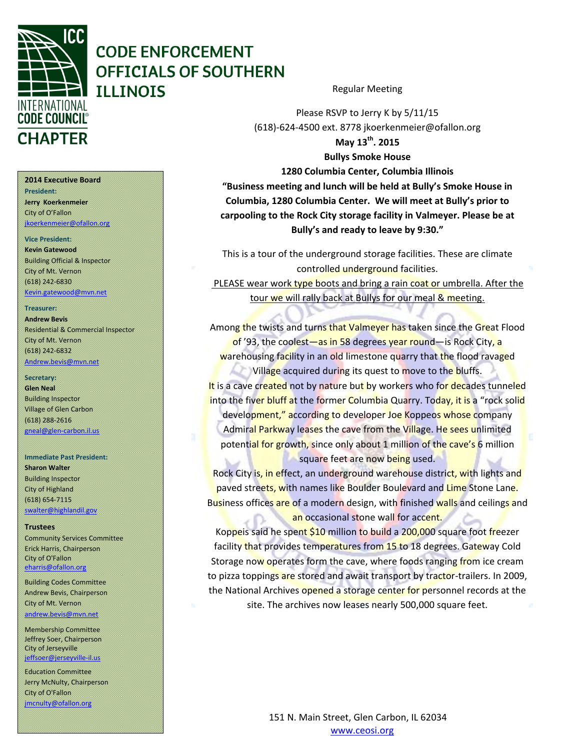# CODE ENFORCEMENT OFFICIALS OF SOUTHERN ILLINOIS

INTERNATIONAL CODE COUNCIL® CHAPTER

Regular Meeting

Please RSVP to Jerry K by 5/11/15
(618)-624-4500 ext. 8778 jkoerkenmeier@ofallon.org

**May 13th. 2015**

**Bullys Smoke House**

**1280 Columbia Center, Columbia Illinois**

**"Business meeting and lunch will be held at Bully's Smoke House in Columbia, 1280 Columbia Center. We will meet at Bully's prior to carpooling to the Rock City storage facility in Valmeyer. Please be at Bully's and ready to leave by 9:30."**

This is a tour of the underground storage facilities. These are climate controlled underground facilities.

PLEASE wear work type boots and bring a rain coat or umbrella. After the tour we will rally back at Bullys for our meal & meeting.

Among the twists and turns that Valmeyer has taken since the Great Flood of '93, the coolest—as in 58 degrees year round—is Rock City, a warehousing facility in an old limestone quarry that the flood ravaged Village acquired during its quest to move to the bluffs.

It is a cave created not by nature but by workers who for decades tunneled into the fiver bluff at the former Columbia Quarry. Today, it is a "rock solid development," according to developer Joe Koppeos whose company Admiral Parkway leases the cave from the Village. He sees unlimited potential for growth, since only about 1 million of the cave's 6 million square feet are now being used.

Rock City is, in effect, an underground warehouse district, with lights and paved streets, with names like Boulder Boulevard and Lime Stone Lane. Business offices are of a modern design, with finished walls and ceilings and an occasional stone wall for accent.

Koppeis said he spent $10 million to build a 200,000 square foot freezer facility that provides temperatures from 15 to 18 degrees. Gateway Cold Storage now operates form the cave, where foods ranging from ice cream to pizza toppings are stored and await transport by tractor-trailers. In 2009, the National Archives opened a storage center for personnel records at the site. The archives now leases nearly 500,000 square feet.

---

**2014 Executive Board**

**President:**
**Jerry Koerkenmeier**
City of O'Fallon
jkoerkenmeier@ofallon.org

**Vice President:**
**Kevin Gatewood**
Building Official & Inspector
City of Mt. Vernon
(618) 242-6830
Kevin.gatewood@mvn.net

**Treasurer:**
**Andrew Bevis**
Residential & Commercial Inspector
City of Mt. Vernon
(618) 242-6832
Andrew.bevis@mvn.net

**Secretary:**
**Glen Neal**
Building Inspector
Village of Glen Carbon
(618) 288-2616
gneal@glen-carbon.il.us

**Immediate Past President:**
**Sharon Walter**
Building Inspector
City of Highland
(618) 654-7115
swalter@highlandil.gov

**Trustees**

Community Services Committee
Erick Harris, Chairperson
City of O'Fallon
eharris@ofallon.org

Building Codes Committee
Andrew Bevis, Chairperson
City of Mt. Vernon
andrew.bevis@mvn.net

Membership Committee
Jeffrey Soer, Chairperson
City of Jerseyville
jeffsoer@jerseyville-il.us

Education Committee
Jerry McNulty, Chairperson
City of O'Fallon
jmcnulty@ofallon.org

---

151 N. Main Street, Glen Carbon, IL 62034
www.ceosi.org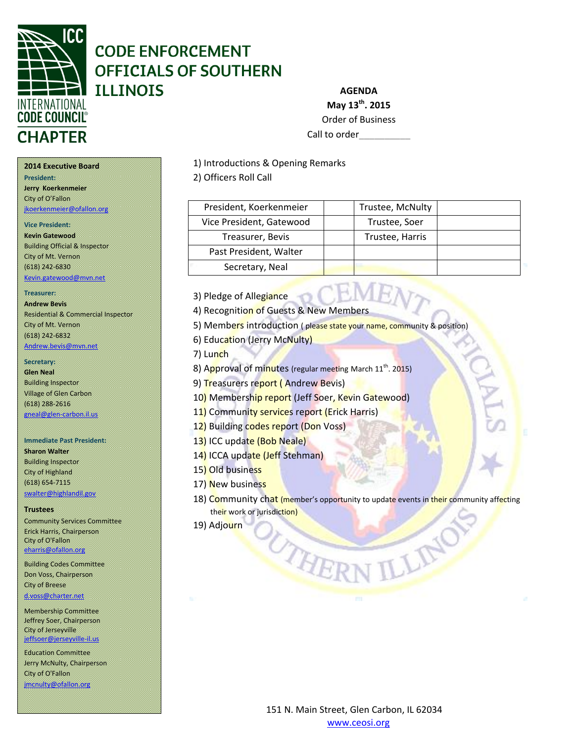# CODE ENFORCEMENT OFFICIALS OF SOUTHERN ILLINOIS

INTERNATIONAL CODE COUNCIL CHAPTER

**AGENDA**

**May 13th. 2015**

Order of Business

Call to order__________

**2014 Executive Board**

**President:**
**Jerry Koerkenmeier**
City of O'Fallon
jkoerkenmeier@ofallon.org

**Vice President:**
**Kevin Gatewood**
Building Official & Inspector
City of Mt. Vernon
(618) 242-6830
Kevin.gatewood@mvn.net

**Treasurer:**
**Andrew Bevis**
Residential & Commercial Inspector
City of Mt. Vernon
(618) 242-6832
Andrew.bevis@mvn.net

**Secretary:**
**Glen Neal**
Building Inspector
Village of Glen Carbon
(618) 288-2616
gneal@glen-carbon.il.us

**Immediate Past President:**
**Sharon Walter**
Building Inspector
City of Highland
(618) 654-7115
swalter@highlandil.gov

**Trustees**

Community Services Committee
Erick Harris, Chairperson
City of O'Fallon
eharris@ofallon.org

Building Codes Committee
Don Voss, Chairperson
City of Breese
d.voss@charter.net

Membership Committee
Jeffrey Soer, Chairperson
City of Jerseyville
jeffsoer@jerseyville-il.us

Education Committee
Jerry McNulty, Chairperson
City of O'Fallon
jmcnulty@ofallon.org

1) Introductions & Opening Remarks
2) Officers Roll Call

| President, Koerkenmeier | | Trustee, McNulty | |
|---|---|---|---|
| Vice President, Gatewood | | Trustee, Soer | |
| Treasurer, Bevis | | Trustee, Harris | |
| Past President, Walter | | | |
| Secretary, Neal | | | |

3) Pledge of Allegiance
4) Recognition of Guests & New Members
5) Members introduction ( please state your name, community & position)
6) Education (Jerry McNulty)
7) Lunch
8) Approval of minutes (regular meeting March 11th. 2015)
9) Treasurers report ( Andrew Bevis)
10) Membership report (Jeff Soer, Kevin Gatewood)
11) Community services report (Erick Harris)
12) Building codes report (Don Voss)
13) ICC update (Bob Neale)
14) ICCA update (Jeff Stehman)
15) Old business
17) New business
18) Community chat (member's opportunity to update events in their community affecting their work or jurisdiction)
19) Adjourn

151 N. Main Street, Glen Carbon, IL 62034
www.ceosi.org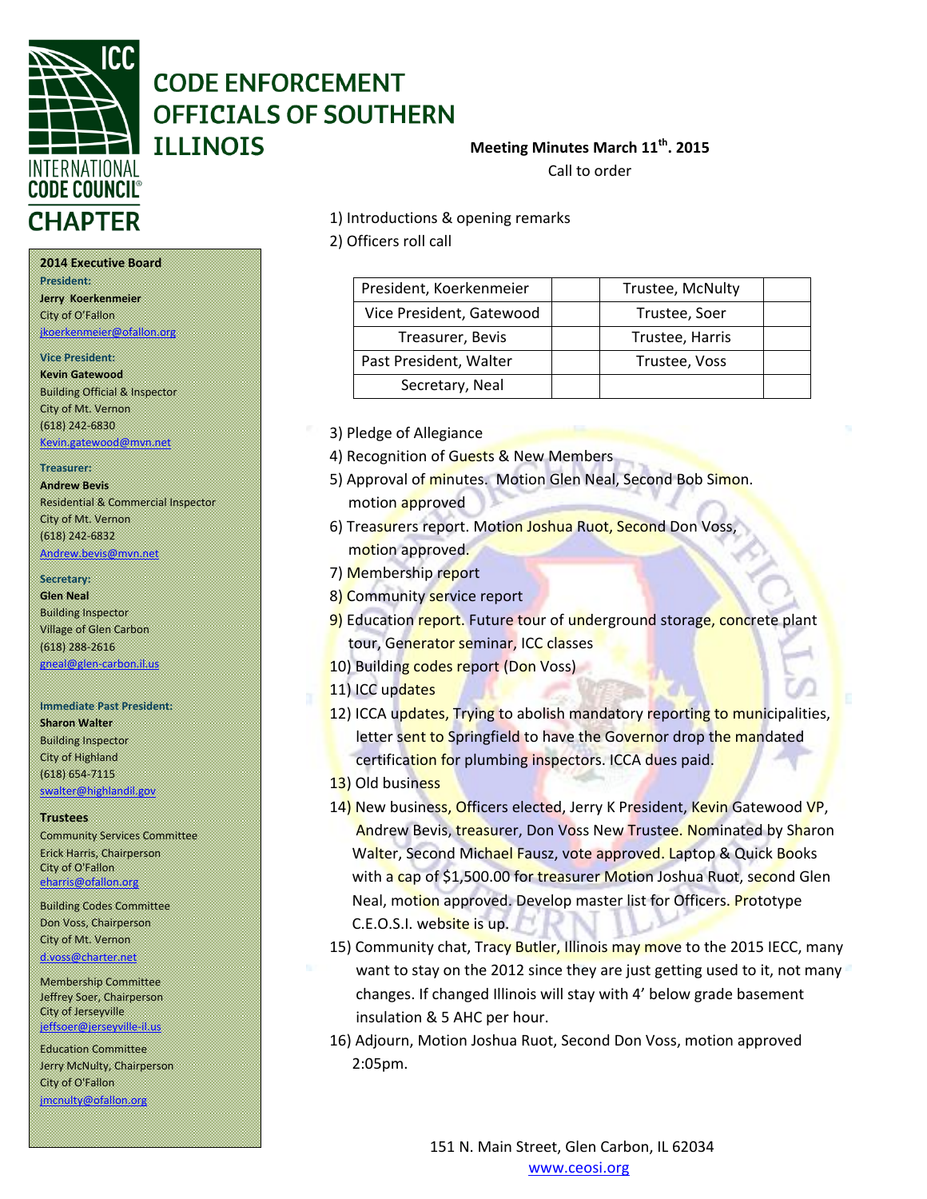# CODE ENFORCEMENT OFFICIALS OF SOUTHERN ILLINOIS

INTERNATIONAL CODE COUNCIL CHAPTER

**2014 Executive Board**

**President:**
**Jerry Koerkenmeier**
City of O'Fallon
jkoerkenmeier@ofallon.org

**Vice President:**
**Kevin Gatewood**
Building Official & Inspector
City of Mt. Vernon
(618) 242-6830
Kevin.gatewood@mvn.net

**Treasurer:**
**Andrew Bevis**
Residential & Commercial Inspector
City of Mt. Vernon
(618) 242-6832
Andrew.bevis@mvn.net

**Secretary:**
**Glen Neal**
Building Inspector
Village of Glen Carbon
(618) 288-2616
gneal@glen-carbon.il.us

**Immediate Past President:**
**Sharon Walter**
Building Inspector
City of Highland
(618) 654-7115
swalter@highlandil.gov

**Trustees**

Community Services Committee
Erick Harris, Chairperson
City of O'Fallon
eharris@ofallon.org

Building Codes Committee
Don Voss, Chairperson
City of Mt. Vernon
d.voss@charter.net

Membership Committee
Jeffrey Soer, Chairperson
City of Jerseyville
jeffsoer@jerseyville-il.us

Education Committee
Jerry McNulty, Chairperson
City of O'Fallon
jmcnulty@ofallon.org

**Meeting Minutes March 11th. 2015**

Call to order

1) Introductions & opening remarks
2) Officers roll call

| President, Koerkenmeier | | Trustee, McNulty | |
|---|---|---|---|
| Vice President, Gatewood | | Trustee, Soer | |
| Treasurer, Bevis | | Trustee, Harris | |
| Past President, Walter | | Trustee, Voss | |
| Secretary, Neal | | | |

3) Pledge of Allegiance
4) Recognition of Guests & New Members
5) Approval of minutes. Motion Glen Neal, Second Bob Simon. motion approved
6) Treasurers report. Motion Joshua Ruot, Second Don Voss, motion approved.
7) Membership report
8) Community service report
9) Education report. Future tour of underground storage, concrete plant tour, Generator seminar, ICC classes
10) Building codes report (Don Voss)
11) ICC updates
12) ICCA updates, Trying to abolish mandatory reporting to municipalities, letter sent to Springfield to have the Governor drop the mandated certification for plumbing inspectors. ICCA dues paid.
13) Old business
14) New business, Officers elected, Jerry K President, Kevin Gatewood VP, Andrew Bevis, treasurer, Don Voss New Trustee. Nominated by Sharon Walter, Second Michael Fausz, vote approved. Laptop & Quick Books with a cap of $1,500.00 for treasurer Motion Joshua Ruot, second Glen Neal, motion approved. Develop master list for Officers. Prototype C.E.O.S.I. website is up.
15) Community chat, Tracy Butler, Illinois may move to the 2015 IECC, many want to stay on the 2012 since they are just getting used to it, not many changes. If changed Illinois will stay with 4' below grade basement insulation & 5 AHC per hour.
16) Adjourn, Motion Joshua Ruot, Second Don Voss, motion approved 2:05pm.

151 N. Main Street, Glen Carbon, IL 62034
www.ceosi.org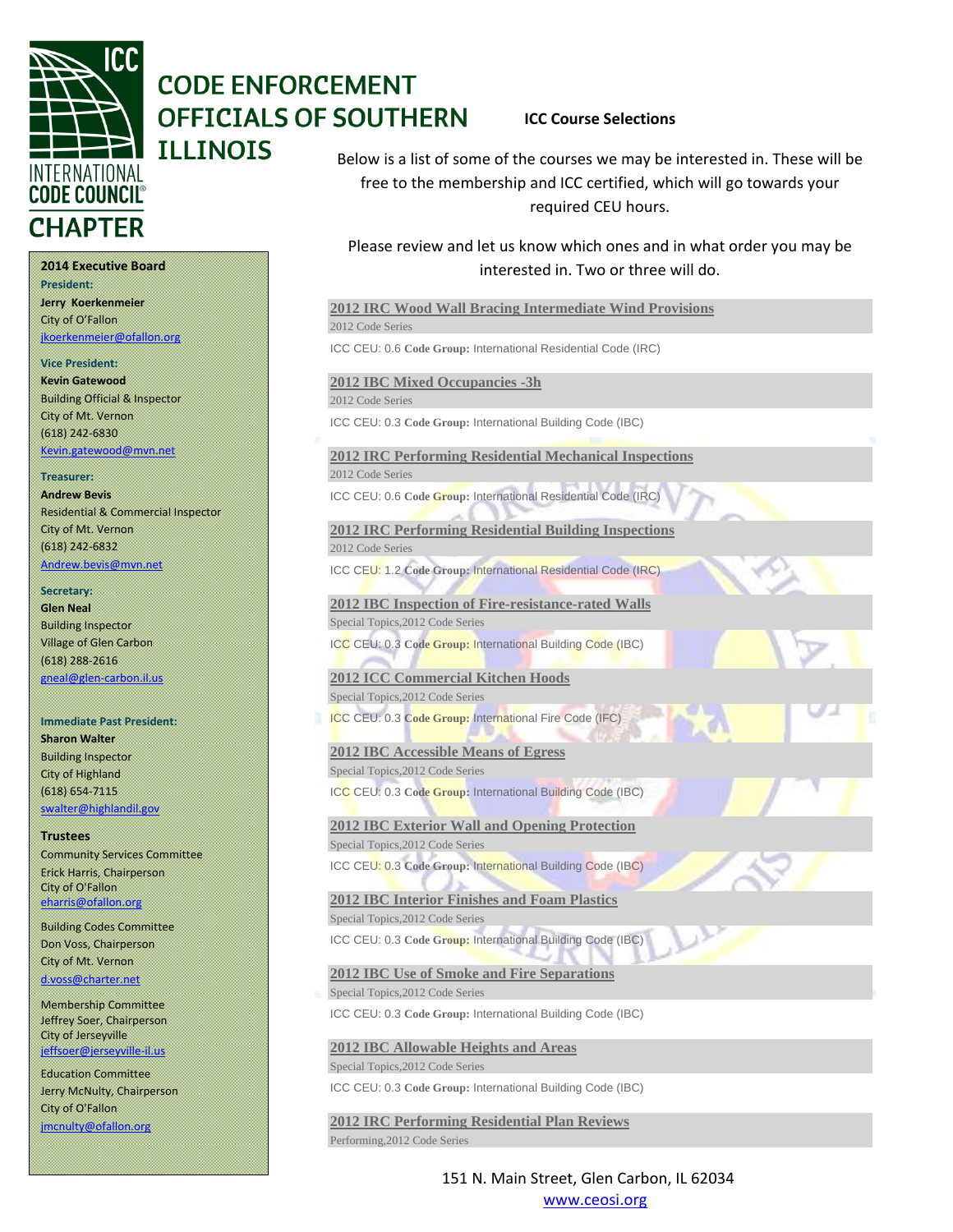# CODE ENFORCEMENT OFFICIALS OF SOUTHERN ILLINOIS

INTERNATIONAL CODE COUNCIL CHAPTER

**2014 Executive Board**

**President:**
**Jerry Koerkenmeier**
City of O'Fallon
jkoerkenmeier@ofallon.org

**Vice President:**
**Kevin Gatewood**
Building Official & Inspector
City of Mt. Vernon
(618) 242-6830
Kevin.gatewood@mvn.net

**Treasurer:**
**Andrew Bevis**
Residential & Commercial Inspector
City of Mt. Vernon
(618) 242-6832
Andrew.bevis@mvn.net

**Secretary:**
**Glen Neal**
Building Inspector
Village of Glen Carbon
(618) 288-2616
gneal@glen-carbon.il.us

**Immediate Past President:**
**Sharon Walter**
Building Inspector
City of Highland
(618) 654-7115
swalter@highlandil.gov

**Trustees**

Community Services Committee
Erick Harris, Chairperson
City of O'Fallon
eharris@ofallon.org

Building Codes Committee
Don Voss, Chairperson
City of Mt. Vernon
d.voss@charter.net

Membership Committee
Jeffrey Soer, Chairperson
City of Jerseyville
jeffsoer@jerseyville-il.us

Education Committee
Jerry McNulty, Chairperson
City of O'Fallon
jmcnulty@ofallon.org

## ICC Course Selections

Below is a list of some of the courses we may be interested in. These will be free to the membership and ICC certified, which will go towards your required CEU hours.

Please review and let us know which ones and in what order you may be interested in. Two or three will do.

**2012 IRC Wood Wall Bracing Intermediate Wind Provisions**
2012 Code Series
ICC CEU: 0.6 **Code Group:** International Residential Code (IRC)

**2012 IBC Mixed Occupancies -3h**
2012 Code Series
ICC CEU: 0.3 **Code Group:** International Building Code (IBC)

**2012 IRC Performing Residential Mechanical Inspections**
2012 Code Series
ICC CEU: 0.6 **Code Group:** International Residential Code (IRC)

**2012 IRC Performing Residential Building Inspections**
2012 Code Series
ICC CEU: 1.2 **Code Group:** International Residential Code (IRC)

**2012 IBC Inspection of Fire-resistance-rated Walls**
Special Topics,2012 Code Series
ICC CEU: 0.3 **Code Group:** International Building Code (IBC)

**2012 ICC Commercial Kitchen Hoods**
Special Topics,2012 Code Series
ICC CEU: 0.3 **Code Group:** International Fire Code (IFC)

**2012 IBC Accessible Means of Egress**
Special Topics,2012 Code Series
ICC CEU: 0.3 **Code Group:** International Building Code (IBC)

**2012 IBC Exterior Wall and Opening Protection**
Special Topics,2012 Code Series
ICC CEU: 0.3 **Code Group:** International Building Code (IBC)

**2012 IBC Interior Finishes and Foam Plastics**
Special Topics,2012 Code Series
ICC CEU: 0.3 **Code Group:** International Building Code (IBC)

**2012 IBC Use of Smoke and Fire Separations**
Special Topics,2012 Code Series
ICC CEU: 0.3 **Code Group:** International Building Code (IBC)

**2012 IBC Allowable Heights and Areas**
Special Topics,2012 Code Series
ICC CEU: 0.3 **Code Group:** International Building Code (IBC)

**2012 IRC Performing Residential Plan Reviews**
Performing,2012 Code Series

151 N. Main Street, Glen Carbon, IL 62034
www.ceosi.org